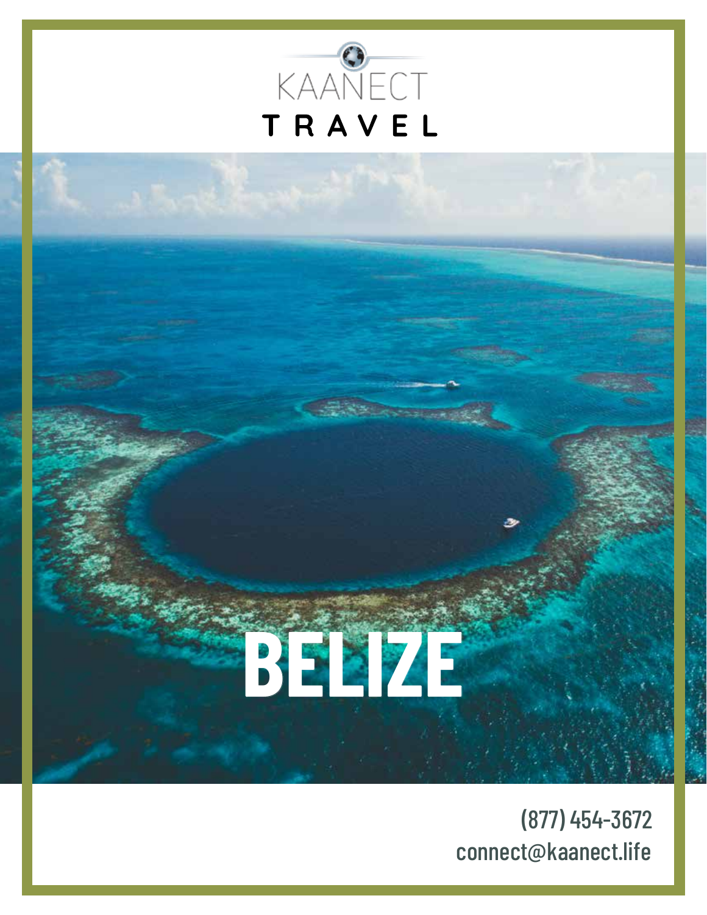KAANECT

TRAVEL

# BELIZE

(877) 454-3672

connect@kaanect.life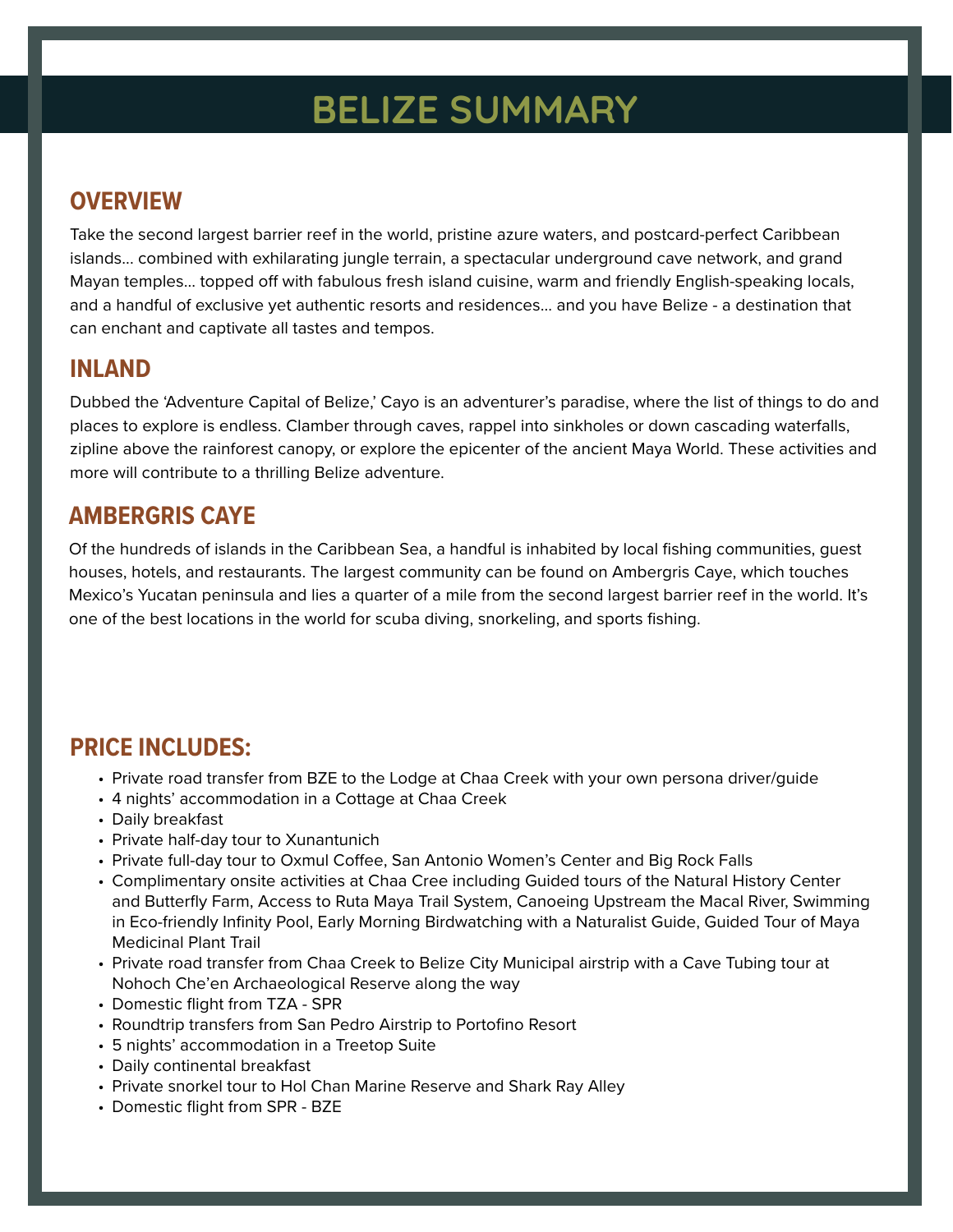# BELIZE SUMMARY

## OVERVIEW

Take the second largest barrier reef in the world, pristine azure waters, and postcard-perfect Caribbean islands... combined with exhilarating jungle terrain, a spectacular underground cave network, and grand Mayan temples... topped off with fabulous fresh island cuisine, warm and friendly English-speaking locals, and a handful of exclusive yet authentic resorts and residences... and you have Belize - a destination that can enchant and captivate all tastes and tempos.

## INLAND

Dubbed the 'Adventure Capital of Belize,' Cayo is an adventurer's paradise, where the list of things to do and places to explore is endless. Clamber through caves, rappel into sinkholes or down cascading waterfalls, zipline above the rainforest canopy, or explore the epicenter of the ancient Maya World. These activities and more will contribute to a thrilling Belize adventure.

## AMBERGRIS CAYE

Of the hundreds of islands in the Caribbean Sea, a handful is inhabited by local fishing communities, guest houses, hotels, and restaurants. The largest community can be found on Ambergris Caye, which touches Mexico's Yucatan peninsula and lies a quarter of a mile from the second largest barrier reef in the world. It's one of the best locations in the world for scuba diving, snorkeling, and sports fishing.

## PRICE INCLUDES:

- Private road transfer from BZE to the Lodge at Chaa Creek with your own persona driver/guide
- 4 nights' accommodation in a Cottage at Chaa Creek
- Daily breakfast
- Private half-day tour to Xunantunich
- Private full-day tour to Oxmul Coffee, San Antonio Women's Center and Big Rock Falls
- Complimentary onsite activities at Chaa Cree including Guided tours of the Natural History Center and Butterfly Farm, Access to Ruta Maya Trail System, Canoeing Upstream the Macal River, Swimming in Eco-friendly Infinity Pool, Early Morning Birdwatching with a Naturalist Guide, Guided Tour of Maya Medicinal Plant Trail
- Private road transfer from Chaa Creek to Belize City Municipal airstrip with a Cave Tubing tour at Nohoch Che'en Archaeological Reserve along the way
- Domestic flight from TZA - SPR
- Roundtrip transfers from San Pedro Airstrip to Portofino Resort
- 5 nights' accommodation in a Treetop Suite
- Daily continental breakfast
- Private snorkel tour to Hol Chan Marine Reserve and Shark Ray Alley
- Domestic flight from SPR - BZE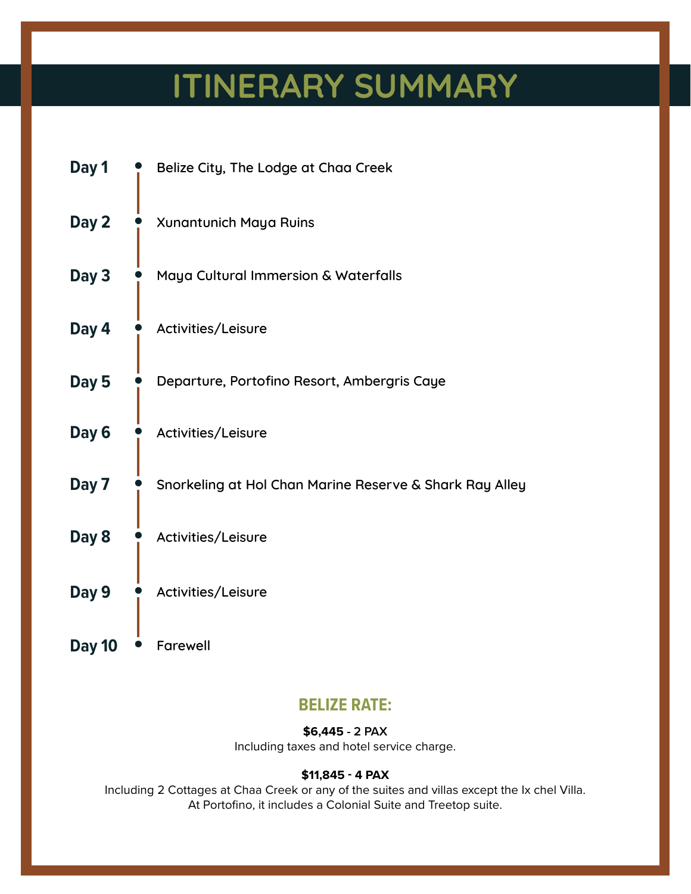# ITINERARY SUMMARY

**Day 1** — Belize City, The Lodge at Chaa Creek

**Day 2** — Xunantunich Maya Ruins

**Day 3** — Maya Cultural Immersion & Waterfalls

**Day 4** — Activities/Leisure

**Day 5** — Departure, Portofino Resort, Ambergris Caye

**Day 6** — Activities/Leisure

**Day 7** — Snorkeling at Hol Chan Marine Reserve & Shark Ray Alley

**Day 8** — Activities/Leisure

**Day 9** — Activities/Leisure

**Day 10** — Farewell

## BELIZE RATE:

**$6,445** - 2 PAX
Including taxes and hotel service charge.

**$11,845 - 4 PAX**
Including 2 Cottages at Chaa Creek or any of the suites and villas except the Ix chel Villa.
At Portofino, it includes a Colonial Suite and Treetop suite.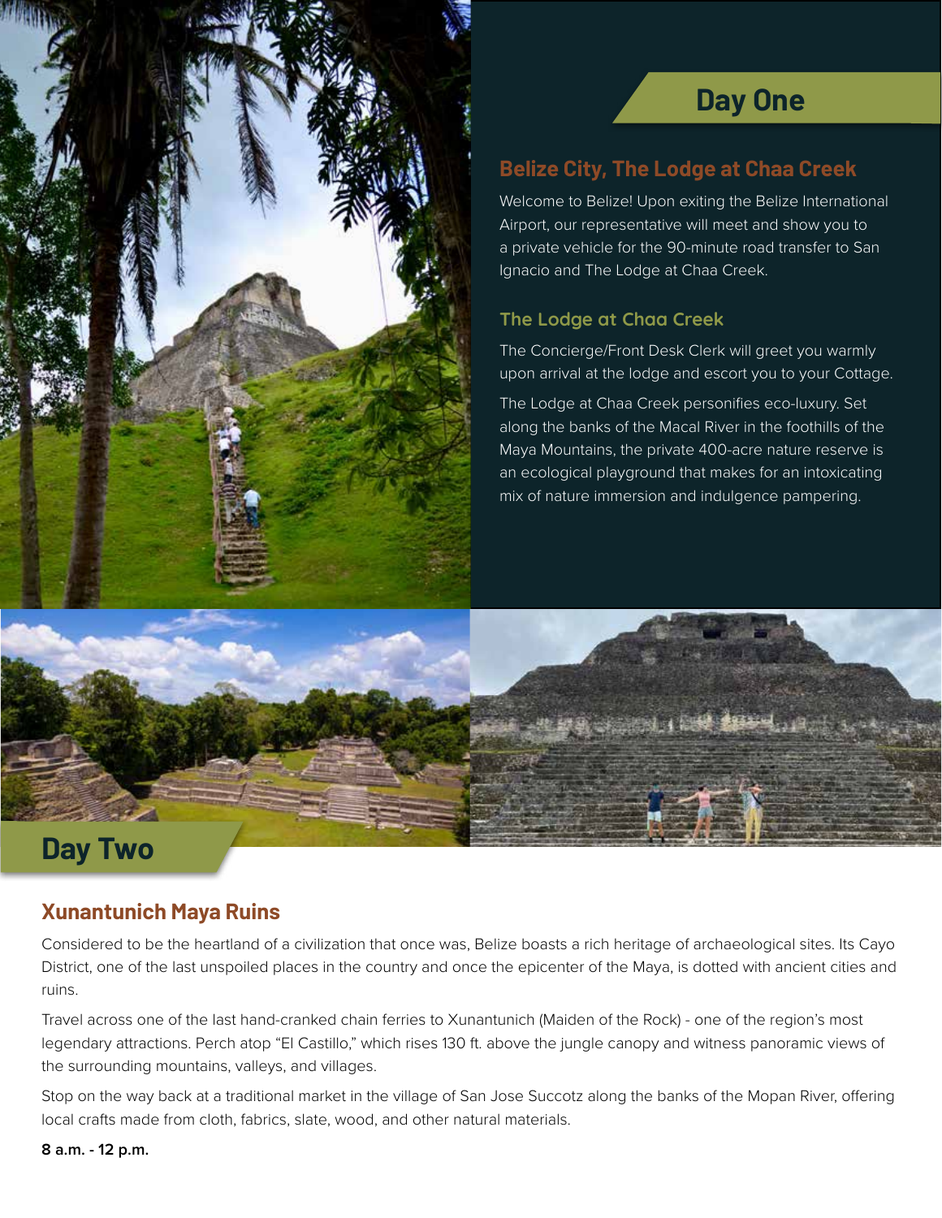## Day One

### Belize City, The Lodge at Chaa Creek

Welcome to Belize! Upon exiting the Belize International Airport, our representative will meet and show you to a private vehicle for the 90-minute road transfer to San Ignacio and The Lodge at Chaa Creek.

#### The Lodge at Chaa Creek

The Concierge/Front Desk Clerk will greet you warmly upon arrival at the lodge and escort you to your Cottage.

The Lodge at Chaa Creek personifies eco-luxury. Set along the banks of the Macal River in the foothills of the Maya Mountains, the private 400-acre nature reserve is an ecological playground that makes for an intoxicating mix of nature immersion and indulgence pampering.

## Day Two

### Xunantunich Maya Ruins

Considered to be the heartland of a civilization that once was, Belize boasts a rich heritage of archaeological sites. Its Cayo District, one of the last unspoiled places in the country and once the epicenter of the Maya, is dotted with ancient cities and ruins.

Travel across one of the last hand-cranked chain ferries to Xunantunich (Maiden of the Rock) - one of the region's most legendary attractions. Perch atop "El Castillo," which rises 130 ft. above the jungle canopy and witness panoramic views of the surrounding mountains, valleys, and villages.

Stop on the way back at a traditional market in the village of San Jose Succotz along the banks of the Mopan River, offering local crafts made from cloth, fabrics, slate, wood, and other natural materials.

**8 a.m. - 12 p.m.**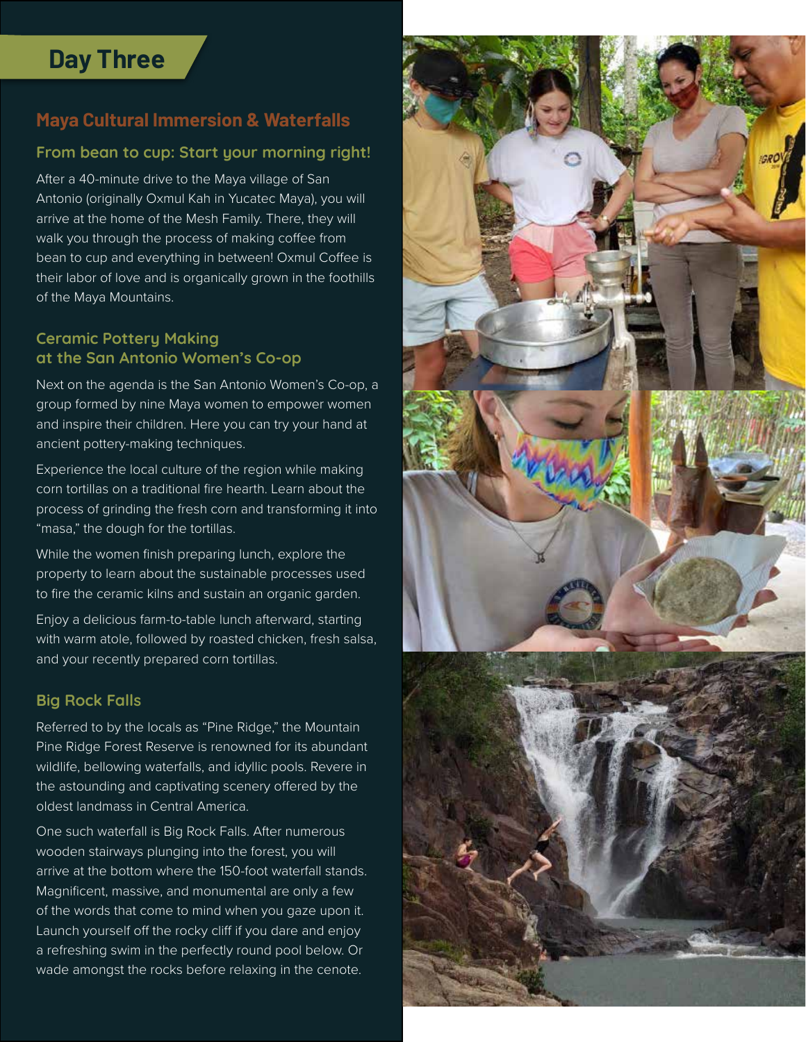# Day Three

## Maya Cultural Immersion & Waterfalls

### From bean to cup: Start your morning right!

After a 40-minute drive to the Maya village of San Antonio (originally Oxmul Kah in Yucatec Maya), you will arrive at the home of the Mesh Family. There, they will walk you through the process of making coffee from bean to cup and everything in between! Oxmul Coffee is their labor of love and is organically grown in the foothills of the Maya Mountains.

### Ceramic Pottery Making at the San Antonio Women's Co-op

Next on the agenda is the San Antonio Women's Co-op, a group formed by nine Maya women to empower women and inspire their children. Here you can try your hand at ancient pottery-making techniques.

Experience the local culture of the region while making corn tortillas on a traditional fire hearth. Learn about the process of grinding the fresh corn and transforming it into "masa," the dough for the tortillas.

While the women finish preparing lunch, explore the property to learn about the sustainable processes used to fire the ceramic kilns and sustain an organic garden.

Enjoy a delicious farm-to-table lunch afterward, starting with warm atole, followed by roasted chicken, fresh salsa, and your recently prepared corn tortillas.

### Big Rock Falls

Referred to by the locals as "Pine Ridge," the Mountain Pine Ridge Forest Reserve is renowned for its abundant wildlife, bellowing waterfalls, and idyllic pools. Revere in the astounding and captivating scenery offered by the oldest landmass in Central America.

One such waterfall is Big Rock Falls. After numerous wooden stairways plunging into the forest, you will arrive at the bottom where the 150-foot waterfall stands. Magnificent, massive, and monumental are only a few of the words that come to mind when you gaze upon it. Launch yourself off the rocky cliff if you dare and enjoy a refreshing swim in the perfectly round pool below. Or wade amongst the rocks before relaxing in the cenote.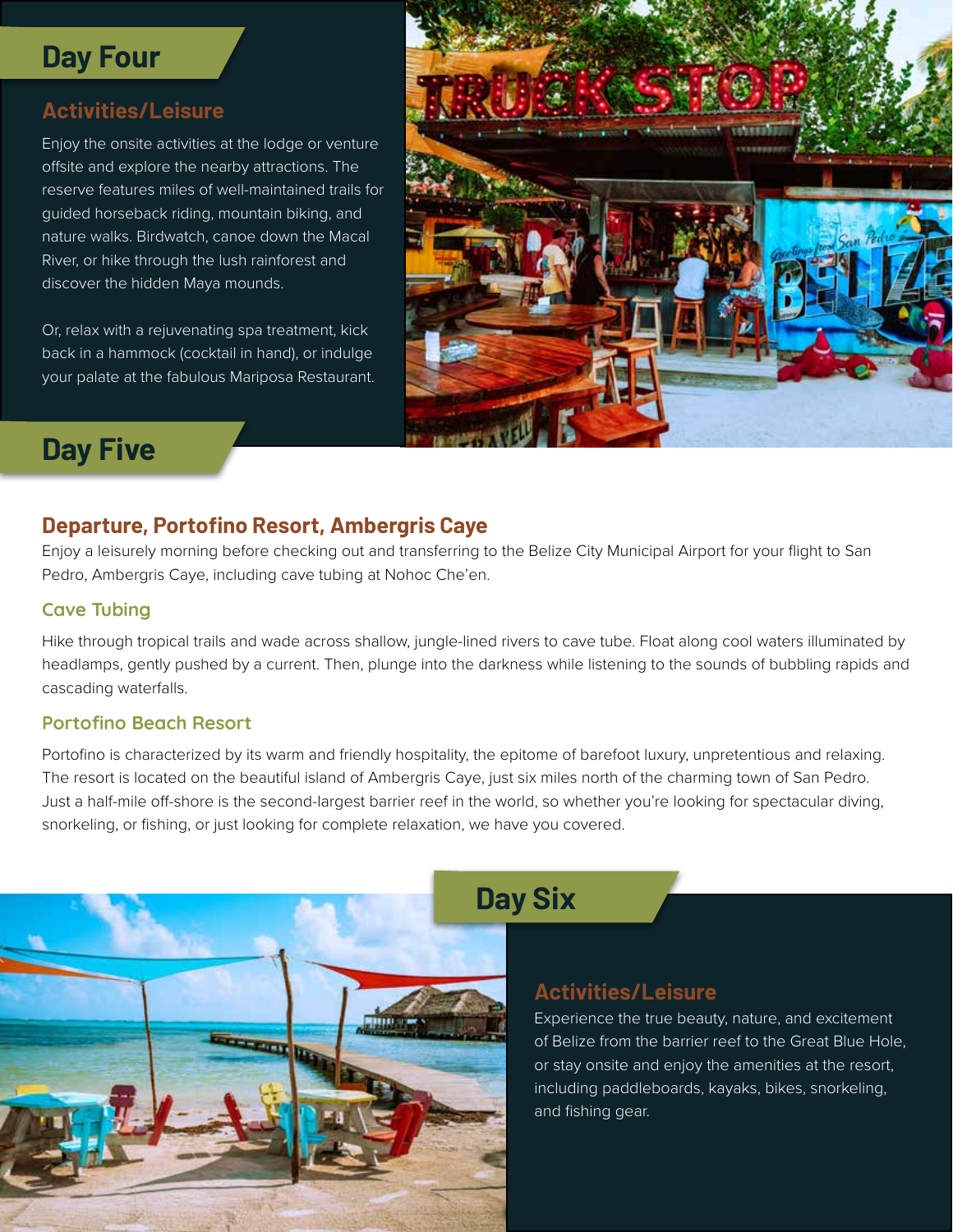## Day Four

### Activities/Leisure

Enjoy the onsite activities at the lodge or venture offsite and explore the nearby attractions. The reserve features miles of well-maintained trails for guided horseback riding, mountain biking, and nature walks. Birdwatch, canoe down the Macal River, or hike through the lush rainforest and discover the hidden Maya mounds.

Or, relax with a rejuvenating spa treatment, kick back in a hammock (cocktail in hand), or indulge your palate at the fabulous Mariposa Restaurant.

## Day Five

### Departure, Portofino Resort, Ambergris Caye

Enjoy a leisurely morning before checking out and transferring to the Belize City Municipal Airport for your flight to San Pedro, Ambergris Caye, including cave tubing at Nohoc Che'en.

#### Cave Tubing

Hike through tropical trails and wade across shallow, jungle-lined rivers to cave tube. Float along cool waters illuminated by headlamps, gently pushed by a current. Then, plunge into the darkness while listening to the sounds of bubbling rapids and cascading waterfalls.

#### Portofino Beach Resort

Portofino is characterized by its warm and friendly hospitality, the epitome of barefoot luxury, unpretentious and relaxing. The resort is located on the beautiful island of Ambergris Caye, just six miles north of the charming town of San Pedro. Just a half-mile off-shore is the second-largest barrier reef in the world, so whether you're looking for spectacular diving, snorkeling, or fishing, or just looking for complete relaxation, we have you covered.

## Day Six

### Activities/Leisure

Experience the true beauty, nature, and excitement of Belize from the barrier reef to the Great Blue Hole, or stay onsite and enjoy the amenities at the resort, including paddleboards, kayaks, bikes, snorkeling, and fishing gear.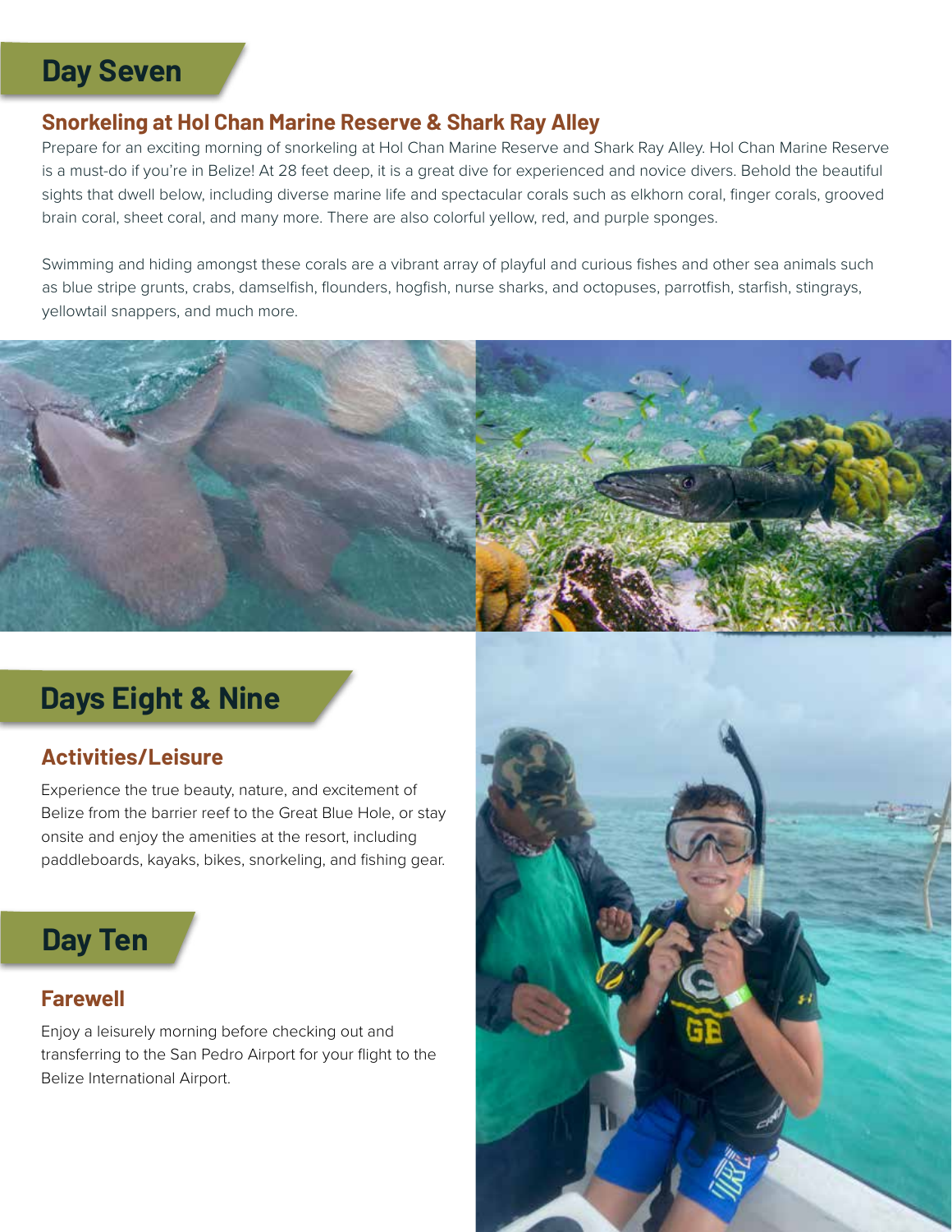## Day Seven

### Snorkeling at Hol Chan Marine Reserve & Shark Ray Alley

Prepare for an exciting morning of snorkeling at Hol Chan Marine Reserve and Shark Ray Alley. Hol Chan Marine Reserve is a must-do if you're in Belize! At 28 feet deep, it is a great dive for experienced and novice divers. Behold the beautiful sights that dwell below, including diverse marine life and spectacular corals such as elkhorn coral, finger corals, grooved brain coral, sheet coral, and many more. There are also colorful yellow, red, and purple sponges.

Swimming and hiding amongst these corals are a vibrant array of playful and curious fishes and other sea animals such as blue stripe grunts, crabs, damselfish, flounders, hogfish, nurse sharks, and octopuses, parrotfish, starfish, stingrays, yellowtail snappers, and much more.

## Days Eight & Nine

### Activities/Leisure

Experience the true beauty, nature, and excitement of Belize from the barrier reef to the Great Blue Hole, or stay onsite and enjoy the amenities at the resort, including paddleboards, kayaks, bikes, snorkeling, and fishing gear.

## Day Ten

### Farewell

Enjoy a leisurely morning before checking out and transferring to the San Pedro Airport for your flight to the Belize International Airport.